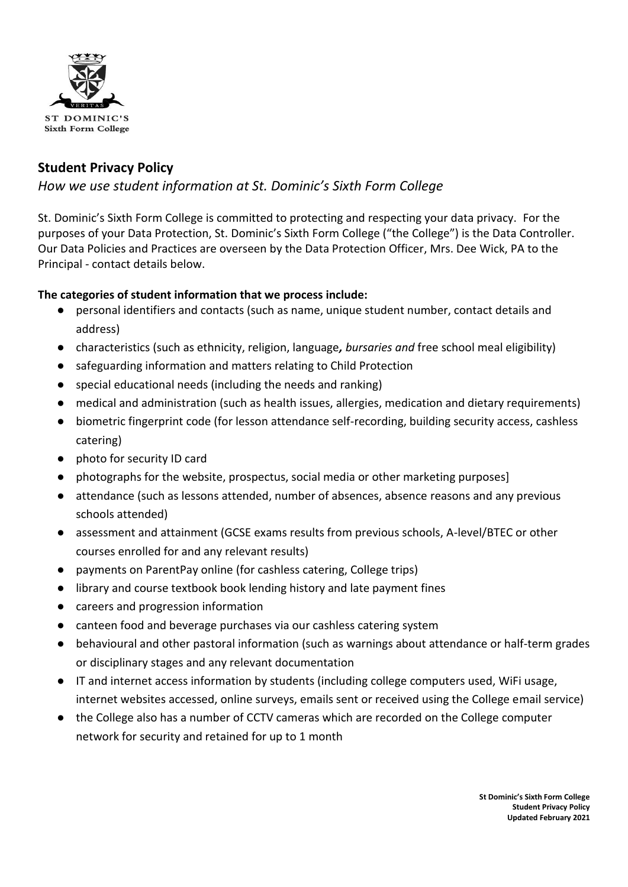ST DOMINIC'S
Sixth Form College

## Student Privacy Policy

*How we use student information at St. Dominic's Sixth Form College*

St. Dominic's Sixth Form College is committed to protecting and respecting your data privacy. For the purposes of your Data Protection, St. Dominic's Sixth Form College ("the College") is the Data Controller. Our Data Policies and Practices are overseen by the Data Protection Officer, Mrs. Dee Wick, PA to the Principal - contact details below.

**The categories of student information that we process include:**

- personal identifiers and contacts (such as name, unique student number, contact details and address)
- characteristics (such as ethnicity, religion, language***, bursaries and*** free school meal eligibility)
- safeguarding information and matters relating to Child Protection
- special educational needs (including the needs and ranking)
- medical and administration (such as health issues, allergies, medication and dietary requirements)
- biometric fingerprint code (for lesson attendance self-recording, building security access, cashless catering)
- photo for security ID card
- photographs for the website, prospectus, social media or other marketing purposes]
- attendance (such as lessons attended, number of absences, absence reasons and any previous schools attended)
- assessment and attainment (GCSE exams results from previous schools, A-level/BTEC or other courses enrolled for and any relevant results)
- payments on ParentPay online (for cashless catering, College trips)
- library and course textbook book lending history and late payment fines
- careers and progression information
- canteen food and beverage purchases via our cashless catering system
- behavioural and other pastoral information (such as warnings about attendance or half-term grades or disciplinary stages and any relevant documentation
- IT and internet access information by students (including college computers used, WiFi usage, internet websites accessed, online surveys, emails sent or received using the College email service)
- the College also has a number of CCTV cameras which are recorded on the College computer network for security and retained for up to 1 month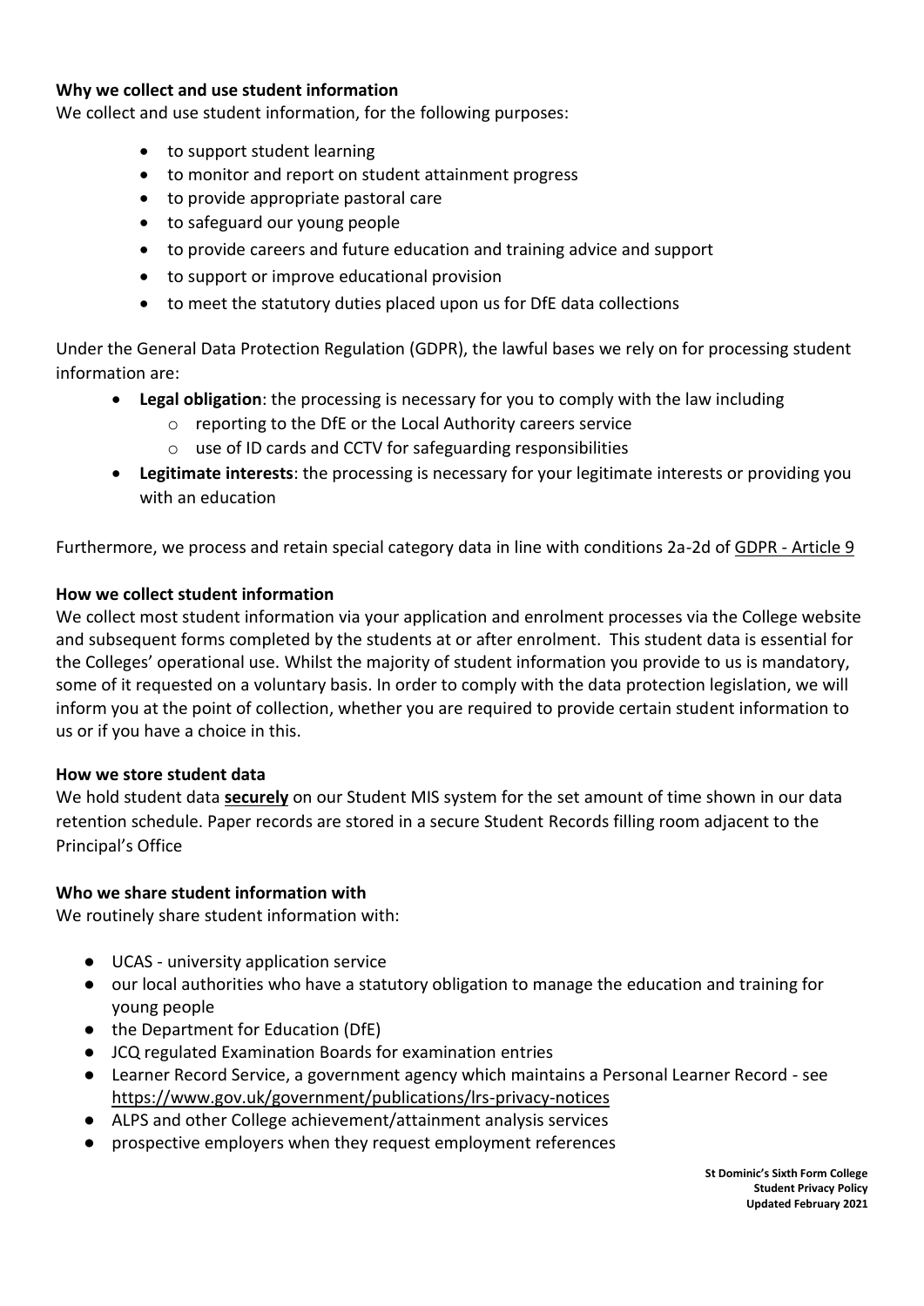**Why we collect and use student information**

We collect and use student information, for the following purposes:

- to support student learning
- to monitor and report on student attainment progress
- to provide appropriate pastoral care
- to safeguard our young people
- to provide careers and future education and training advice and support
- to support or improve educational provision
- to meet the statutory duties placed upon us for DfE data collections

Under the General Data Protection Regulation (GDPR), the lawful bases we rely on for processing student information are:

- **Legal obligation**: the processing is necessary for you to comply with the law including
  - reporting to the DfE or the Local Authority careers service
  - use of ID cards and CCTV for safeguarding responsibilities
- **Legitimate interests**: the processing is necessary for your legitimate interests or providing you with an education

Furthermore, we process and retain special category data in line with conditions 2a-2d of GDPR - Article 9

**How we collect student information**

We collect most student information via your application and enrolment processes via the College website and subsequent forms completed by the students at or after enrolment. This student data is essential for the Colleges' operational use. Whilst the majority of student information you provide to us is mandatory, some of it requested on a voluntary basis. In order to comply with the data protection legislation, we will inform you at the point of collection, whether you are required to provide certain student information to us or if you have a choice in this.

**How we store student data**

We hold student data **securely** on our Student MIS system for the set amount of time shown in our data retention schedule. Paper records are stored in a secure Student Records filling room adjacent to the Principal's Office

**Who we share student information with**

We routinely share student information with:

- UCAS - university application service
- our local authorities who have a statutory obligation to manage the education and training for young people
- the Department for Education (DfE)
- JCQ regulated Examination Boards for examination entries
- Learner Record Service, a government agency which maintains a Personal Learner Record - see https://www.gov.uk/government/publications/lrs-privacy-notices
- ALPS and other College achievement/attainment analysis services
- prospective employers when they request employment references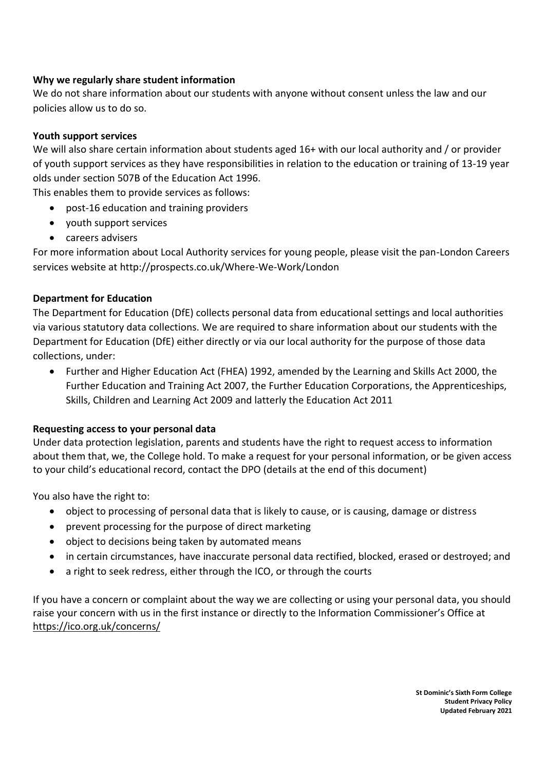**Why we regularly share student information**

We do not share information about our students with anyone without consent unless the law and our policies allow us to do so.

**Youth support services**

We will also share certain information about students aged 16+ with our local authority and / or provider of youth support services as they have responsibilities in relation to the education or training of 13-19 year olds under section 507B of the Education Act 1996.

This enables them to provide services as follows:

- post-16 education and training providers
- youth support services
- careers advisers

For more information about Local Authority services for young people, please visit the pan-London Careers services website at http://prospects.co.uk/Where-We-Work/London

**Department for Education**

The Department for Education (DfE) collects personal data from educational settings and local authorities via various statutory data collections. We are required to share information about our students with the Department for Education (DfE) either directly or via our local authority for the purpose of those data collections, under:

- Further and Higher Education Act (FHEA) 1992, amended by the Learning and Skills Act 2000, the Further Education and Training Act 2007, the Further Education Corporations, the Apprenticeships, Skills, Children and Learning Act 2009 and latterly the Education Act 2011

**Requesting access to your personal data**

Under data protection legislation, parents and students have the right to request access to information about them that, we, the College hold. To make a request for your personal information, or be given access to your child's educational record, contact the DPO (details at the end of this document)

You also have the right to:

- object to processing of personal data that is likely to cause, or is causing, damage or distress
- prevent processing for the purpose of direct marketing
- object to decisions being taken by automated means
- in certain circumstances, have inaccurate personal data rectified, blocked, erased or destroyed; and
- a right to seek redress, either through the ICO, or through the courts

If you have a concern or complaint about the way we are collecting or using your personal data, you should raise your concern with us in the first instance or directly to the Information Commissioner's Office at https://ico.org.uk/concerns/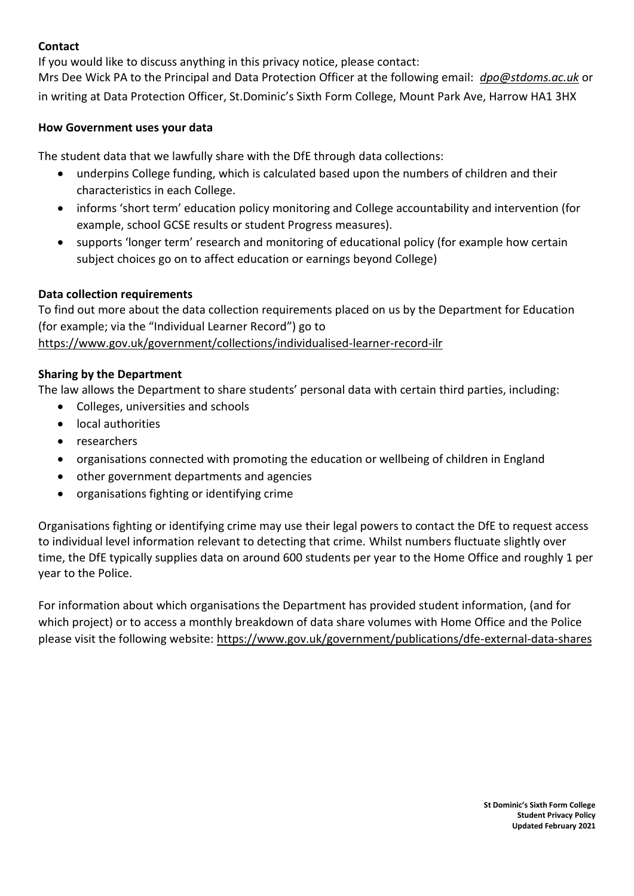**Contact**

If you would like to discuss anything in this privacy notice, please contact:
Mrs Dee Wick PA to the Principal and Data Protection Officer at the following email: *dpo@stdoms.ac.uk* or in writing at Data Protection Officer, St.Dominic's Sixth Form College, Mount Park Ave, Harrow HA1 3HX

**How Government uses your data**

The student data that we lawfully share with the DfE through data collections:

- underpins College funding, which is calculated based upon the numbers of children and their characteristics in each College.
- informs 'short term' education policy monitoring and College accountability and intervention (for example, school GCSE results or student Progress measures).
- supports 'longer term' research and monitoring of educational policy (for example how certain subject choices go on to affect education or earnings beyond College)

**Data collection requirements**

To find out more about the data collection requirements placed on us by the Department for Education (for example; via the "Individual Learner Record") go to
https://www.gov.uk/government/collections/individualised-learner-record-ilr

**Sharing by the Department**

The law allows the Department to share students' personal data with certain third parties, including:

- Colleges, universities and schools
- local authorities
- researchers
- organisations connected with promoting the education or wellbeing of children in England
- other government departments and agencies
- organisations fighting or identifying crime

Organisations fighting or identifying crime may use their legal powers to contact the DfE to request access to individual level information relevant to detecting that crime. Whilst numbers fluctuate slightly over time, the DfE typically supplies data on around 600 students per year to the Home Office and roughly 1 per year to the Police.

For information about which organisations the Department has provided student information, (and for which project) or to access a monthly breakdown of data share volumes with Home Office and the Police please visit the following website: https://www.gov.uk/government/publications/dfe-external-data-shares